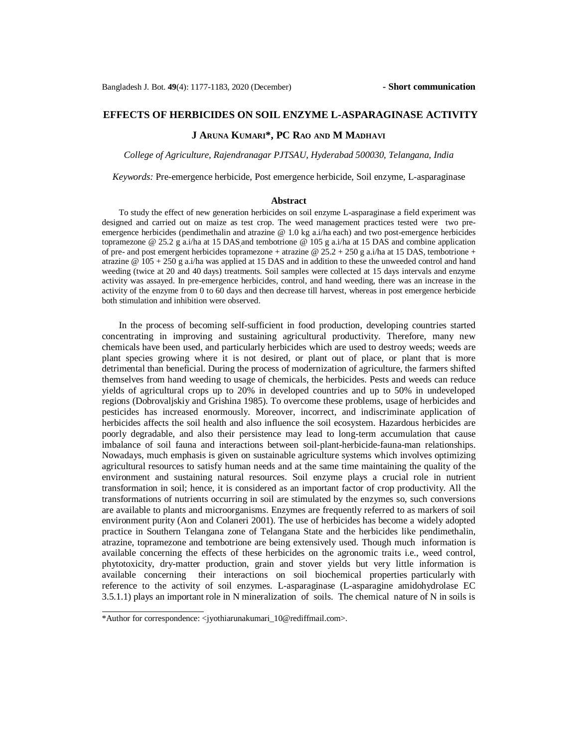- Short communication

# EFFECTS OF HERBICIDES ON SOIL ENZYME L-ASPARAGINASE ACTIVITY

**J Aruna Kumari*, PC Rao and M Madhavi**

*College of Agriculture, Rajendranagar PJTSAU, Hyderabad 500030, Telangana, India*

*Keywords:* Pre-emergence herbicide, Post emergence herbicide, Soil enzyme, L-asparaginase

## Abstract

To study the effect of new generation herbicides on soil enzyme L-asparaginase a field experiment was designed and carried out on maize as test crop. The weed management practices tested were two pre-emergence herbicides (pendimethalin and atrazine @ 1.0 kg a.i/ha each) and two post-emergence herbicides topramezone @ 25.2 g a.i/ha at 15 DAS and tembotrione @ 105 g a.i/ha at 15 DAS and combine application of pre- and post emergent herbicides topramezone + atrazine @ 25.2 + 250 g a.i/ha at 15 DAS, tembotrione + atrazine @ 105 + 250 g a.i/ha was applied at 15 DAS and in addition to these the unweeded control and hand weeding (twice at 20 and 40 days) treatments. Soil samples were collected at 15 days intervals and enzyme activity was assayed. In pre-emergence herbicides, control, and hand weeding, there was an increase in the activity of the enzyme from 0 to 60 days and then decrease till harvest, whereas in post emergence herbicide both stimulation and inhibition were observed.

In the process of becoming self-sufficient in food production, developing countries started concentrating in improving and sustaining agricultural productivity. Therefore, many new chemicals have been used, and particularly herbicides which are used to destroy weeds; weeds are plant species growing where it is not desired, or plant out of place, or plant that is more detrimental than beneficial. During the process of modernization of agriculture, the farmers shifted themselves from hand weeding to usage of chemicals, the herbicides. Pests and weeds can reduce yields of agricultural crops up to 20% in developed countries and up to 50% in undeveloped regions (Dobrovaljskiy and Grishina 1985). To overcome these problems, usage of herbicides and pesticides has increased enormously. Moreover, incorrect, and indiscriminate application of herbicides affects the soil health and also influence the soil ecosystem. Hazardous herbicides are poorly degradable, and also their persistence may lead to long-term accumulation that cause imbalance of soil fauna and interactions between soil-plant-herbicide-fauna-man relationships. Nowadays, much emphasis is given on sustainable agriculture systems which involves optimizing agricultural resources to satisfy human needs and at the same time maintaining the quality of the environment and sustaining natural resources. Soil enzyme plays a crucial role in nutrient transformation in soil; hence, it is considered as an important factor of crop productivity. All the transformations of nutrients occurring in soil are stimulated by the enzymes so, such conversions are available to plants and microorganisms. Enzymes are frequently referred to as markers of soil environment purity (Aon and Colaneri 2001). The use of herbicides has become a widely adopted practice in Southern Telangana zone of Telangana State and the herbicides like pendimethalin, atrazine, topramezone and tembotrione are being extensively used. Though much information is available concerning the effects of these herbicides on the agronomic traits i.e., weed control, phytotoxicity, dry-matter production, grain and stover yields but very little information is available concerning their interactions on soil biochemical properties particularly with reference to the activity of soil enzymes. L-asparaginase (L-asparagine amidohydrolase EC 3.5.1.1) plays an important role in N mineralization of soils. The chemical nature of N in soils is

*Author for correspondence: <jyothiarunakumari_10@rediffmail.com>.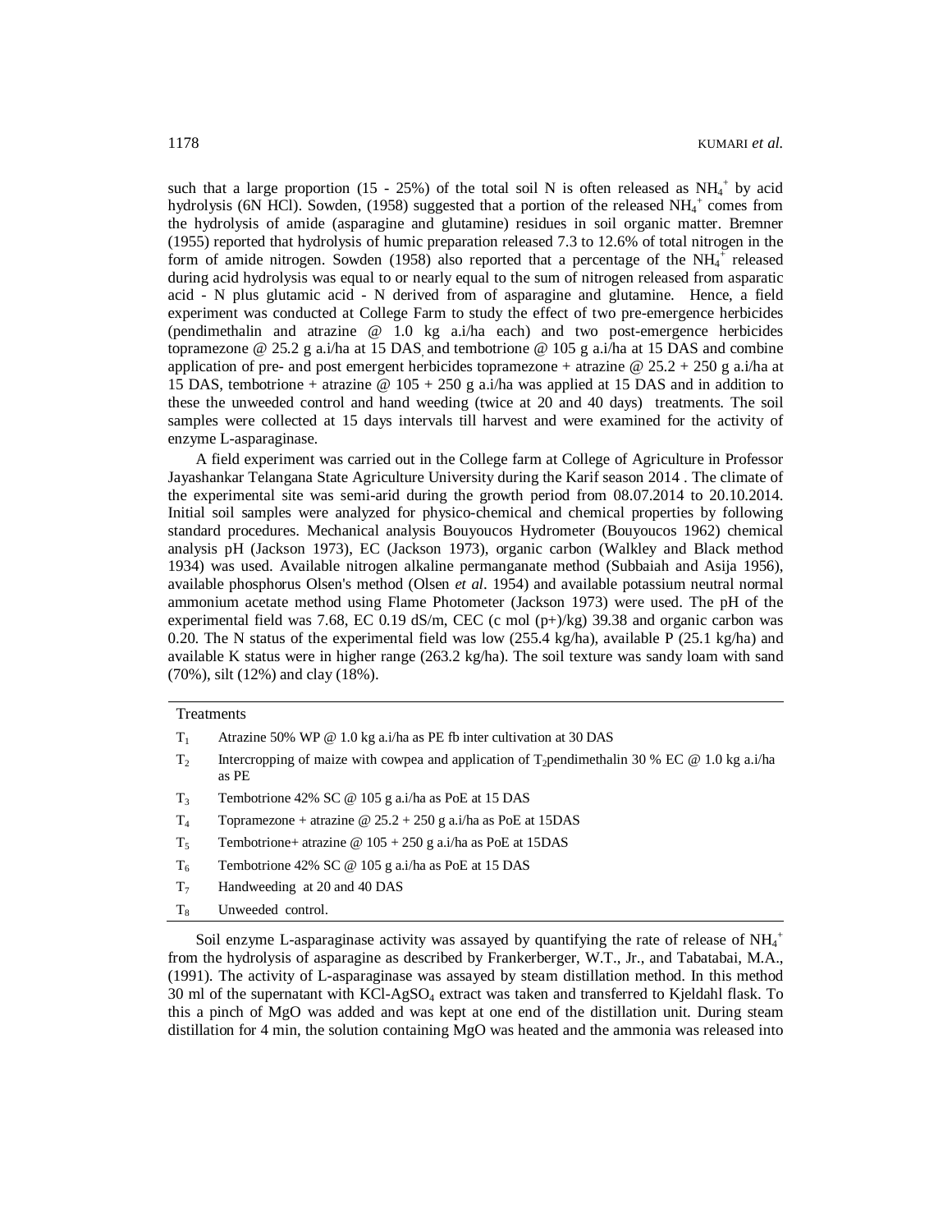such that a large proportion (15 - 25%) of the total soil N is often released as $NH_4^+$ by acid hydrolysis (6N HCl). Sowden, (1958) suggested that a portion of the released $NH_4^+$ comes from the hydrolysis of amide (asparagine and glutamine) residues in soil organic matter. Bremner (1955) reported that hydrolysis of humic preparation released 7.3 to 12.6% of total nitrogen in the form of amide nitrogen. Sowden (1958) also reported that a percentage of the $NH_4^+$ released during acid hydrolysis was equal to or nearly equal to the sum of nitrogen released from asparatic acid - N plus glutamic acid - N derived from of asparagine and glutamine. Hence, a field experiment was conducted at College Farm to study the effect of two pre-emergence herbicides (pendimethalin and atrazine @ 1.0 kg a.i/ha each) and two post-emergence herbicides topramezone @ 25.2 g a.i/ha at 15 DAS, and tembotrione @ 105 g a.i/ha at 15 DAS and combine application of pre- and post emergent herbicides topramezone + atrazine @ 25.2 + 250 g a.i/ha at 15 DAS, tembotrione + atrazine @ 105 + 250 g a.i/ha was applied at 15 DAS and in addition to these the unweeded control and hand weeding (twice at 20 and 40 days) treatments. The soil samples were collected at 15 days intervals till harvest and were examined for the activity of enzyme L-asparaginase.

A field experiment was carried out in the College farm at College of Agriculture in Professor Jayashankar Telangana State Agriculture University during the Karif season 2014 . The climate of the experimental site was semi-arid during the growth period from 08.07.2014 to 20.10.2014. Initial soil samples were analyzed for physico-chemical and chemical properties by following standard procedures. Mechanical analysis Bouyoucos Hydrometer (Bouyoucos 1962) chemical analysis pH (Jackson 1973), EC (Jackson 1973), organic carbon (Walkley and Black method 1934) was used. Available nitrogen alkaline permanganate method (Subbaiah and Asija 1956), available phosphorus Olsen's method (Olsen *et al*. 1954) and available potassium neutral normal ammonium acetate method using Flame Photometer (Jackson 1973) were used. The pH of the experimental field was 7.68, EC 0.19 dS/m, CEC (c mol (p+)/kg) 39.38 and organic carbon was 0.20. The N status of the experimental field was low (255.4 kg/ha), available P (25.1 kg/ha) and available K status were in higher range (263.2 kg/ha). The soil texture was sandy loam with sand (70%), silt (12%) and clay (18%).

| Treatments | |
|---|---|
| $T_1$ | Atrazine 50% WP @ 1.0 kg a.i/ha as PE fb inter cultivation at 30 DAS |
| $T_2$ | Intercropping of maize with cowpea and application of $T_2$pendimethalin 30 % EC @ 1.0 kg a.i/ha as PE |
| $T_3$ | Tembotrione 42% SC @ 105 g a.i/ha as PoE at 15 DAS |
| $T_4$ | Topramezone + atrazine @ 25.2 + 250 g a.i/ha as PoE at 15DAS |
| $T_5$ | Tembotrione+ atrazine @ 105 + 250 g a.i/ha as PoE at 15DAS |
| $T_6$ | Tembotrione 42% SC @ 105 g a.i/ha as PoE at 15 DAS |
| $T_7$ | Handweeding at 20 and 40 DAS |
| $T_8$ | Unweeded control. |

Soil enzyme L-asparaginase activity was assayed by quantifying the rate of release of $NH_4^+$ from the hydrolysis of asparagine as described by Frankerberger, W.T., Jr., and Tabatabai, M.A., (1991). The activity of L-asparaginase was assayed by steam distillation method. In this method 30 ml of the supernatant with KCl-$AgSO_4$ extract was taken and transferred to Kjeldahl flask. To this a pinch of MgO was added and was kept at one end of the distillation unit. During steam distillation for 4 min, the solution containing MgO was heated and the ammonia was released into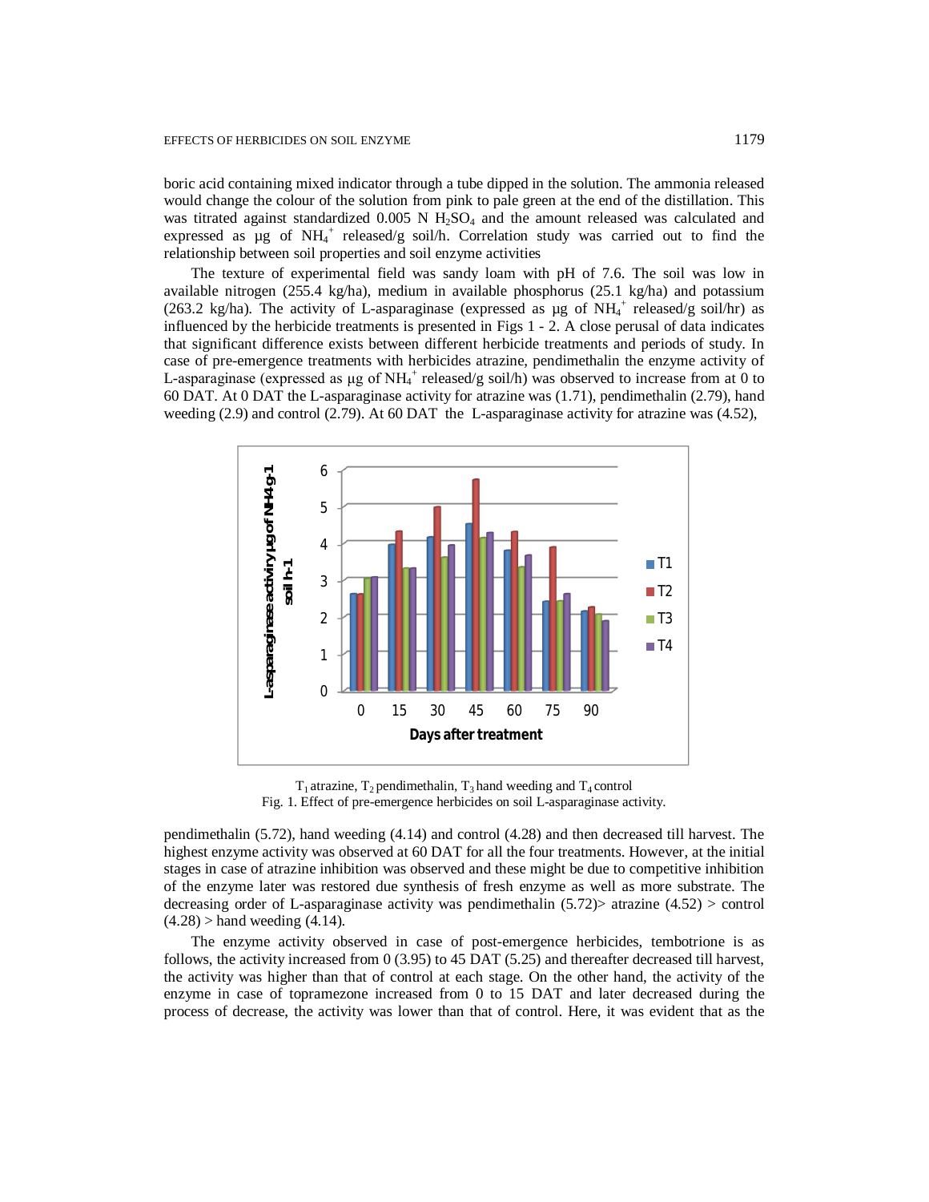boric acid containing mixed indicator through a tube dipped in the solution. The ammonia released would change the colour of the solution from pink to pale green at the end of the distillation. This was titrated against standardized 0.005 N $H_2SO_4$ and the amount released was calculated and expressed as µg of $NH_4^+$ released/g soil/h. Correlation study was carried out to find the relationship between soil properties and soil enzyme activities

The texture of experimental field was sandy loam with pH of 7.6. The soil was low in available nitrogen (255.4 kg/ha), medium in available phosphorus (25.1 kg/ha) and potassium (263.2 kg/ha). The activity of L-asparaginase (expressed as µg of $NH_4^+$ released/g soil/hr) as influenced by the herbicide treatments is presented in Figs 1 - 2. A close perusal of data indicates that significant difference exists between different herbicide treatments and periods of study. In case of pre-emergence treatments with herbicides atrazine, pendimethalin the enzyme activity of L-asparaginase (expressed as µg of $NH_4^+$ released/g soil/h) was observed to increase from at 0 to 60 DAT. At 0 DAT the L-asparaginase activity for atrazine was (1.71), pendimethalin (2.79), hand weeding (2.9) and control (2.79). At 60 DAT the L-asparaginase activity for atrazine was (4.52),

$T_1$ atrazine, $T_2$ pendimethalin, $T_3$ hand weeding and $T_4$ control
Fig. 1. Effect of pre-emergence herbicides on soil L-asparaginase activity.

pendimethalin (5.72), hand weeding (4.14) and control (4.28) and then decreased till harvest. The highest enzyme activity was observed at 60 DAT for all the four treatments. However, at the initial stages in case of atrazine inhibition was observed and these might be due to competitive inhibition of the enzyme later was restored due synthesis of fresh enzyme as well as more substrate. The decreasing order of L-asparaginase activity was pendimethalin (5.72)> atrazine (4.52) > control (4.28) > hand weeding (4.14).

The enzyme activity observed in case of post-emergence herbicides, tembotrione is as follows, the activity increased from 0 (3.95) to 45 DAT (5.25) and thereafter decreased till harvest, the activity was higher than that of control at each stage. On the other hand, the activity of the enzyme in case of topramezone increased from 0 to 15 DAT and later decreased during the process of decrease, the activity was lower than that of control. Here, it was evident that as the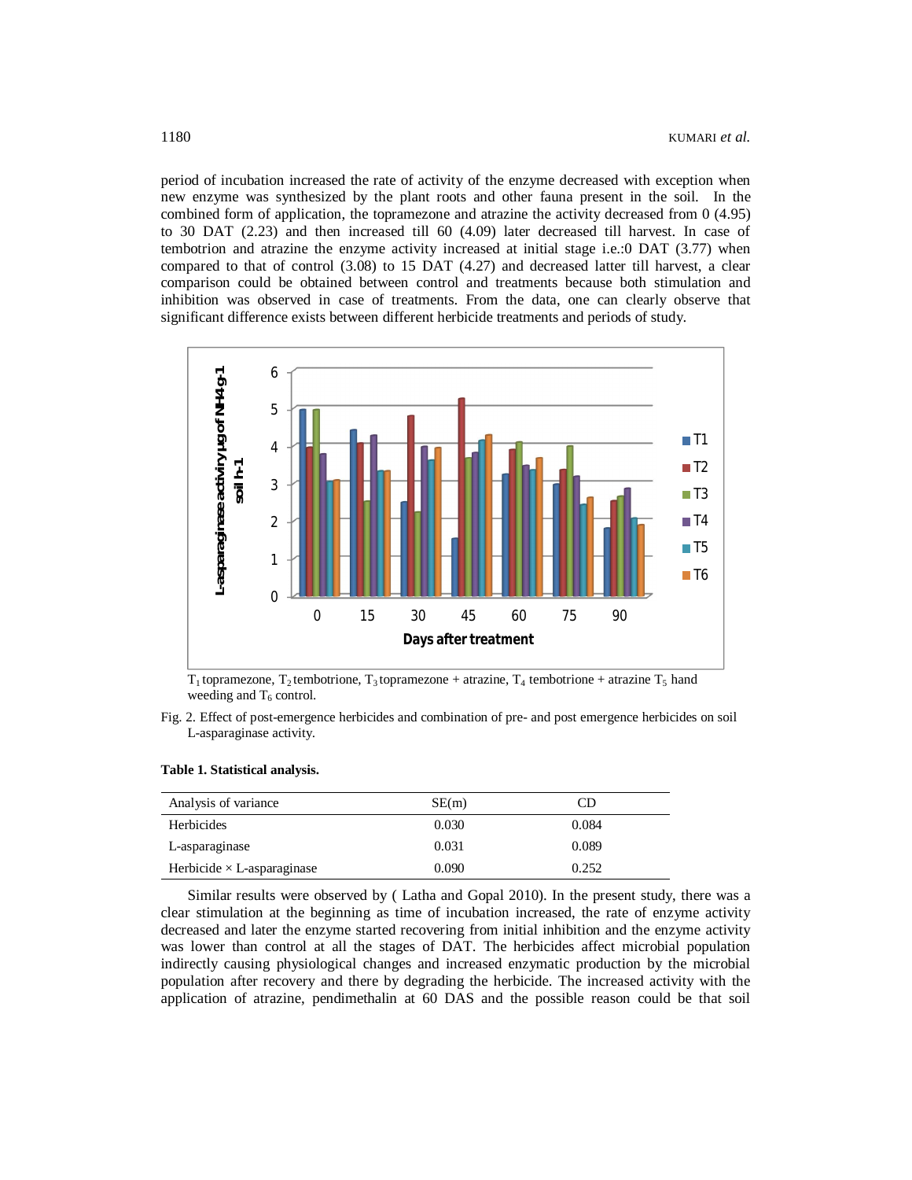period of incubation increased the rate of activity of the enzyme decreased with exception when new enzyme was synthesized by the plant roots and other fauna present in the soil. In the combined form of application, the topramezone and atrazine the activity decreased from 0 (4.95) to 30 DAT (2.23) and then increased till 60 (4.09) later decreased till harvest. In case of tembotrion and atrazine the enzyme activity increased at initial stage i.e.:0 DAT (3.77) when compared to that of control (3.08) to 15 DAT (4.27) and decreased latter till harvest, a clear comparison could be obtained between control and treatments because both stimulation and inhibition was observed in case of treatments. From the data, one can clearly observe that significant difference exists between different herbicide treatments and periods of study.

$T_1$ topramezone, $T_2$ tembotrione, $T_3$ topramezone + atrazine, $T_4$ tembotrione + atrazine $T_5$ hand weeding and $T_6$ control.

Fig. 2. Effect of post-emergence herbicides and combination of pre- and post emergence herbicides on soil L-asparaginase activity.

**Table 1. Statistical analysis.**

| Analysis of variance | SE(m) | CD |
|---|---|---|
| Herbicides | 0.030 | 0.084 |
| L-asparaginase | 0.031 | 0.089 |
| Herbicide × L-asparaginase | 0.090 | 0.252 |

Similar results were observed by ( Latha and Gopal 2010). In the present study, there was a clear stimulation at the beginning as time of incubation increased, the rate of enzyme activity decreased and later the enzyme started recovering from initial inhibition and the enzyme activity was lower than control at all the stages of DAT. The herbicides affect microbial population indirectly causing physiological changes and increased enzymatic production by the microbial population after recovery and there by degrading the herbicide. The increased activity with the application of atrazine, pendimethalin at 60 DAS and the possible reason could be that soil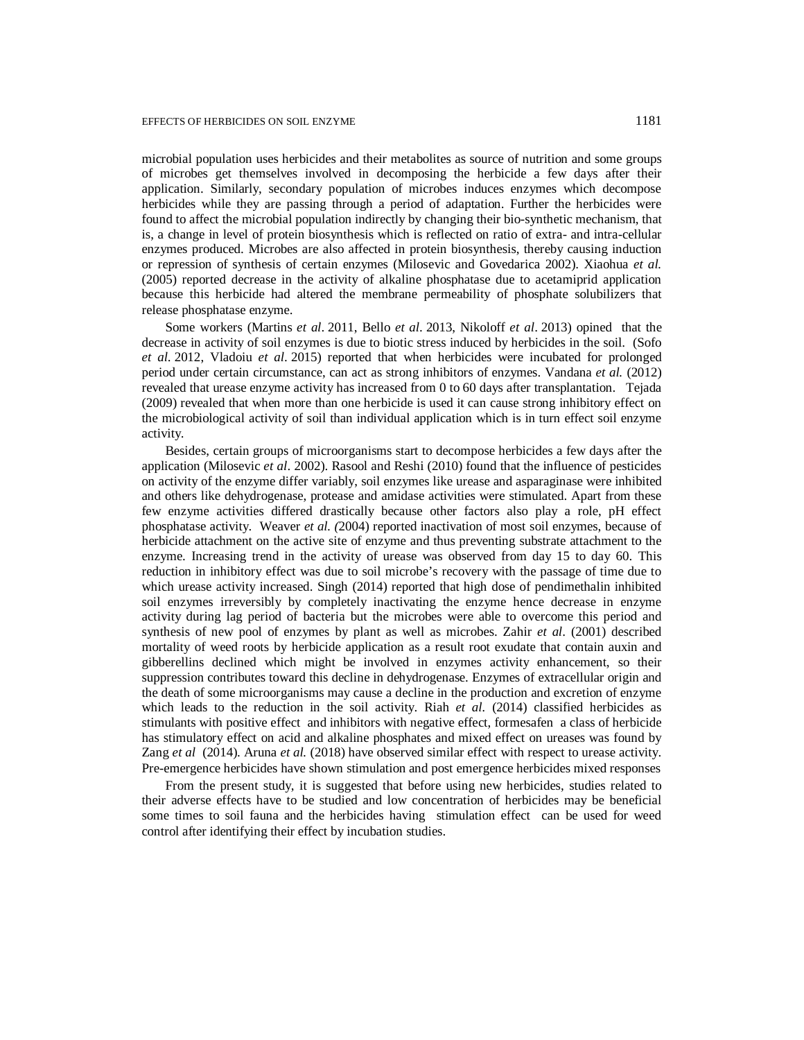microbial population uses herbicides and their metabolites as source of nutrition and some groups of microbes get themselves involved in decomposing the herbicide a few days after their application. Similarly, secondary population of microbes induces enzymes which decompose herbicides while they are passing through a period of adaptation. Further the herbicides were found to affect the microbial population indirectly by changing their bio-synthetic mechanism, that is, a change in level of protein biosynthesis which is reflected on ratio of extra- and intra-cellular enzymes produced. Microbes are also affected in protein biosynthesis, thereby causing induction or repression of synthesis of certain enzymes (Milosevic and Govedarica 2002). Xiaohua *et al.* (2005) reported decrease in the activity of alkaline phosphatase due to acetamiprid application because this herbicide had altered the membrane permeability of phosphate solubilizers that release phosphatase enzyme.

Some workers (Martins *et al*. 2011, Bello *et al*. 2013, Nikoloff *et al*. 2013) opined that the decrease in activity of soil enzymes is due to biotic stress induced by herbicides in the soil. (Sofo *et al.* 2012, Vladoiu *et al*. 2015) reported that when herbicides were incubated for prolonged period under certain circumstance, can act as strong inhibitors of enzymes. Vandana *et al.* (2012) revealed that urease enzyme activity has increased from 0 to 60 days after transplantation. Tejada (2009) revealed that when more than one herbicide is used it can cause strong inhibitory effect on the microbiological activity of soil than individual application which is in turn effect soil enzyme activity.

Besides, certain groups of microorganisms start to decompose herbicides a few days after the application (Milosevic *et al*. 2002). Rasool and Reshi (2010) found that the influence of pesticides on activity of the enzyme differ variably, soil enzymes like urease and asparaginase were inhibited and others like dehydrogenase, protease and amidase activities were stimulated. Apart from these few enzyme activities differed drastically because other factors also play a role, pH effect phosphatase activity. Weaver *et al. (*2004) reported inactivation of most soil enzymes, because of herbicide attachment on the active site of enzyme and thus preventing substrate attachment to the enzyme. Increasing trend in the activity of urease was observed from day 15 to day 60. This reduction in inhibitory effect was due to soil microbe's recovery with the passage of time due to which urease activity increased. Singh (2014) reported that high dose of pendimethalin inhibited soil enzymes irreversibly by completely inactivating the enzyme hence decrease in enzyme activity during lag period of bacteria but the microbes were able to overcome this period and synthesis of new pool of enzymes by plant as well as microbes. Zahir *et al*. (2001) described mortality of weed roots by herbicide application as a result root exudate that contain auxin and gibberellins declined which might be involved in enzymes activity enhancement, so their suppression contributes toward this decline in dehydrogenase. Enzymes of extracellular origin and the death of some microorganisms may cause a decline in the production and excretion of enzyme which leads to the reduction in the soil activity. Riah *et al.* (2014) classified herbicides as stimulants with positive effect and inhibitors with negative effect, formesafen a class of herbicide has stimulatory effect on acid and alkaline phosphates and mixed effect on ureases was found by Zang *et al* (2014). Aruna *et al.* (2018) have observed similar effect with respect to urease activity. Pre-emergence herbicides have shown stimulation and post emergence herbicides mixed responses

From the present study, it is suggested that before using new herbicides, studies related to their adverse effects have to be studied and low concentration of herbicides may be beneficial some times to soil fauna and the herbicides having stimulation effect can be used for weed control after identifying their effect by incubation studies.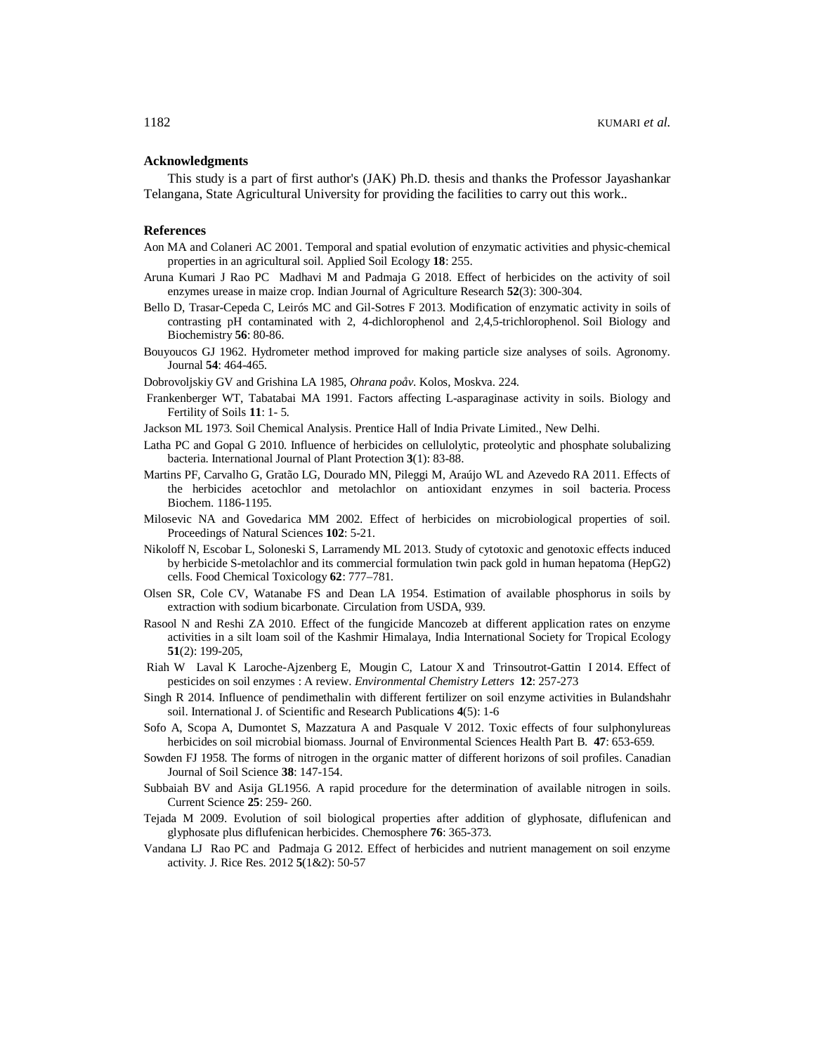## Acknowledgments

This study is a part of first author's (JAK) Ph.D. thesis and thanks the Professor Jayashankar Telangana, State Agricultural University for providing the facilities to carry out this work..

## References

Aon MA and Colaneri AC 2001. Temporal and spatial evolution of enzymatic activities and physic-chemical properties in an agricultural soil. Applied Soil Ecology **18**: 255.

Aruna Kumari J Rao PC Madhavi M and Padmaja G 2018. Effect of herbicides on the activity of soil enzymes urease in maize crop. Indian Journal of Agriculture Research **52**(3): 300-304.

Bello D, Trasar-Cepeda C, Leirós MC and Gil-Sotres F 2013. Modification of enzymatic activity in soils of contrasting pH contaminated with 2, 4-dichlorophenol and 2,4,5-trichlorophenol. Soil Biology and Biochemistry **56**: 80-86.

Bouyoucos GJ 1962. Hydrometer method improved for making particle size analyses of soils. Agronomy. Journal **54**: 464-465.

Dobrovoljskiy GV and Grishina LA 1985, *Ohrana poåv*. Kolos, Moskva. 224.

Frankenberger WT, Tabatabai MA 1991. Factors affecting L-asparaginase activity in soils. Biology and Fertility of Soils **11**: 1- 5.

Jackson ML 1973. Soil Chemical Analysis. Prentice Hall of India Private Limited., New Delhi.

Latha PC and Gopal G 2010. Influence of herbicides on cellulolytic, proteolytic and phosphate solubalizing bacteria. International Journal of Plant Protection **3**(1): 83-88.

Martins PF, Carvalho G, Gratão LG, Dourado MN, Pileggi M, Araújo WL and Azevedo RA 2011. Effects of the herbicides acetochlor and metolachlor on antioxidant enzymes in soil bacteria. Process Biochem. 1186-1195.

Milosevic NA and Govedarica MM 2002. Effect of herbicides on microbiological properties of soil. Proceedings of Natural Sciences **102**: 5-21.

Nikoloff N, Escobar L, Soloneski S, Larramendy ML 2013. Study of cytotoxic and genotoxic effects induced by herbicide S-metolachlor and its commercial formulation twin pack gold in human hepatoma (HepG2) cells. Food Chemical Toxicology **62**: 777–781.

Olsen SR, Cole CV, Watanabe FS and Dean LA 1954. Estimation of available phosphorus in soils by extraction with sodium bicarbonate. Circulation from USDA, 939.

Rasool N and Reshi ZA 2010. Effect of the fungicide Mancozeb at different application rates on enzyme activities in a silt loam soil of the Kashmir Himalaya, India International Society for Tropical Ecology **51**(2): 199-205,

Riah W Laval K Laroche-Ajzenberg E, Mougin C, Latour X and Trinsoutrot-Gattin I 2014. Effect of pesticides on soil enzymes : A review. *Environmental Chemistry Letters* **12**: 257-273

Singh R 2014. Influence of pendimethalin with different fertilizer on soil enzyme activities in Bulandshahr soil. International J. of Scientific and Research Publications **4**(5): 1-6

Sofo A, Scopa A, Dumontet S, Mazzatura A and Pasquale V 2012. Toxic effects of four sulphonylureas herbicides on soil microbial biomass. Journal of Environmental Sciences Health Part B. **47**: 653-659.

Sowden FJ 1958. The forms of nitrogen in the organic matter of different horizons of soil profiles. Canadian Journal of Soil Science **38**: 147-154.

Subbaiah BV and Asija GL1956. A rapid procedure for the determination of available nitrogen in soils. Current Science **25**: 259- 260.

Tejada M 2009. Evolution of soil biological properties after addition of glyphosate, diflufenican and glyphosate plus diflufenican herbicides. Chemosphere **76**: 365-373.

Vandana LJ Rao PC and Padmaja G 2012. Effect of herbicides and nutrient management on soil enzyme activity. J. Rice Res. 2012 **5**(1&2): 50-57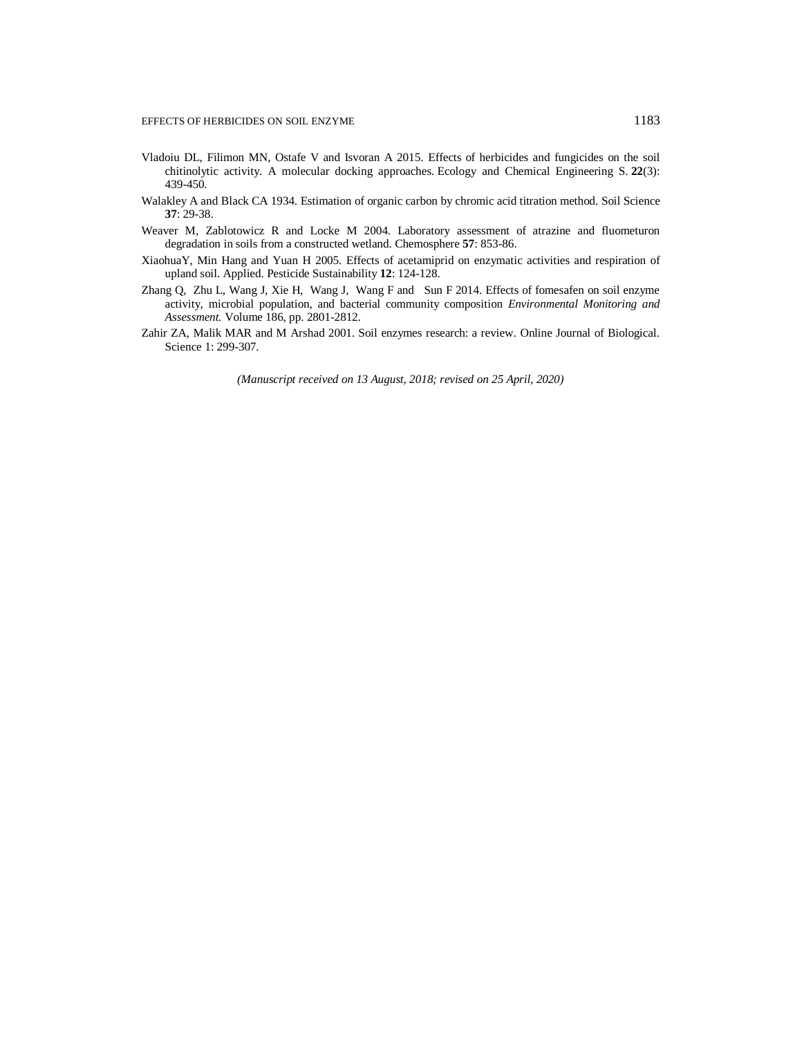Vladoiu DL, Filimon MN, Ostafe V and Isvoran A 2015. Effects of herbicides and fungicides on the soil chitinolytic activity. A molecular docking approaches. Ecology and Chemical Engineering S. **22**(3): 439-450.

Walakley A and Black CA 1934. Estimation of organic carbon by chromic acid titration method. Soil Science **37**: 29-38.

Weaver M, Zablotowicz R and Locke M 2004. Laboratory assessment of atrazine and fluometuron degradation in soils from a constructed wetland. Chemosphere **57**: 853-86.

XiaohuaY, Min Hang and Yuan H 2005. Effects of acetamiprid on enzymatic activities and respiration of upland soil. Applied. Pesticide Sustainability **12**: 124-128.

Zhang Q, Zhu L, Wang J, Xie H, Wang J, Wang F and Sun F 2014. Effects of fomesafen on soil enzyme activity, microbial population, and bacterial community composition *Environmental Monitoring and Assessment.* Volume 186, pp. 2801-2812.

Zahir ZA, Malik MAR and M Arshad 2001. Soil enzymes research: a review. Online Journal of Biological. Science 1: 299-307.

*(Manuscript received on 13 August, 2018; revised on 25 April, 2020)*